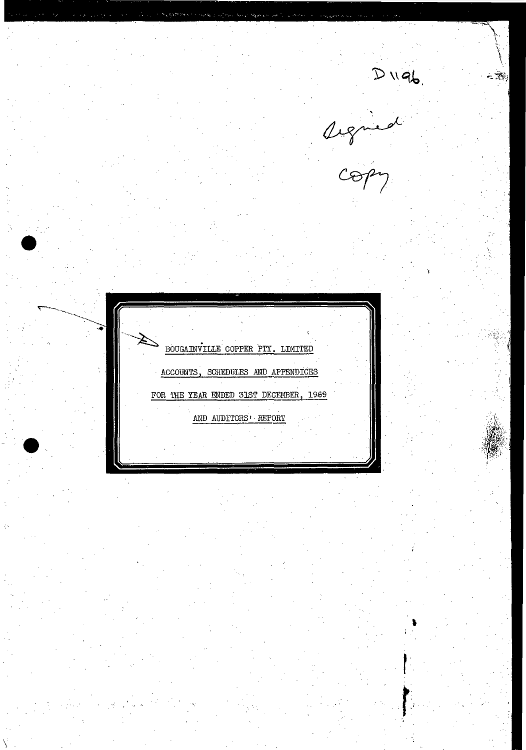D1196.

Signed

Copy

BOUGAINVILLE COPPER PTY. LIMITED

ACCOUNTS, SCHEDULES AND APPENDICES

FOR THE YEAR ENDED 31ST DECEMBER, 1969

AND AUDITORS' REPORT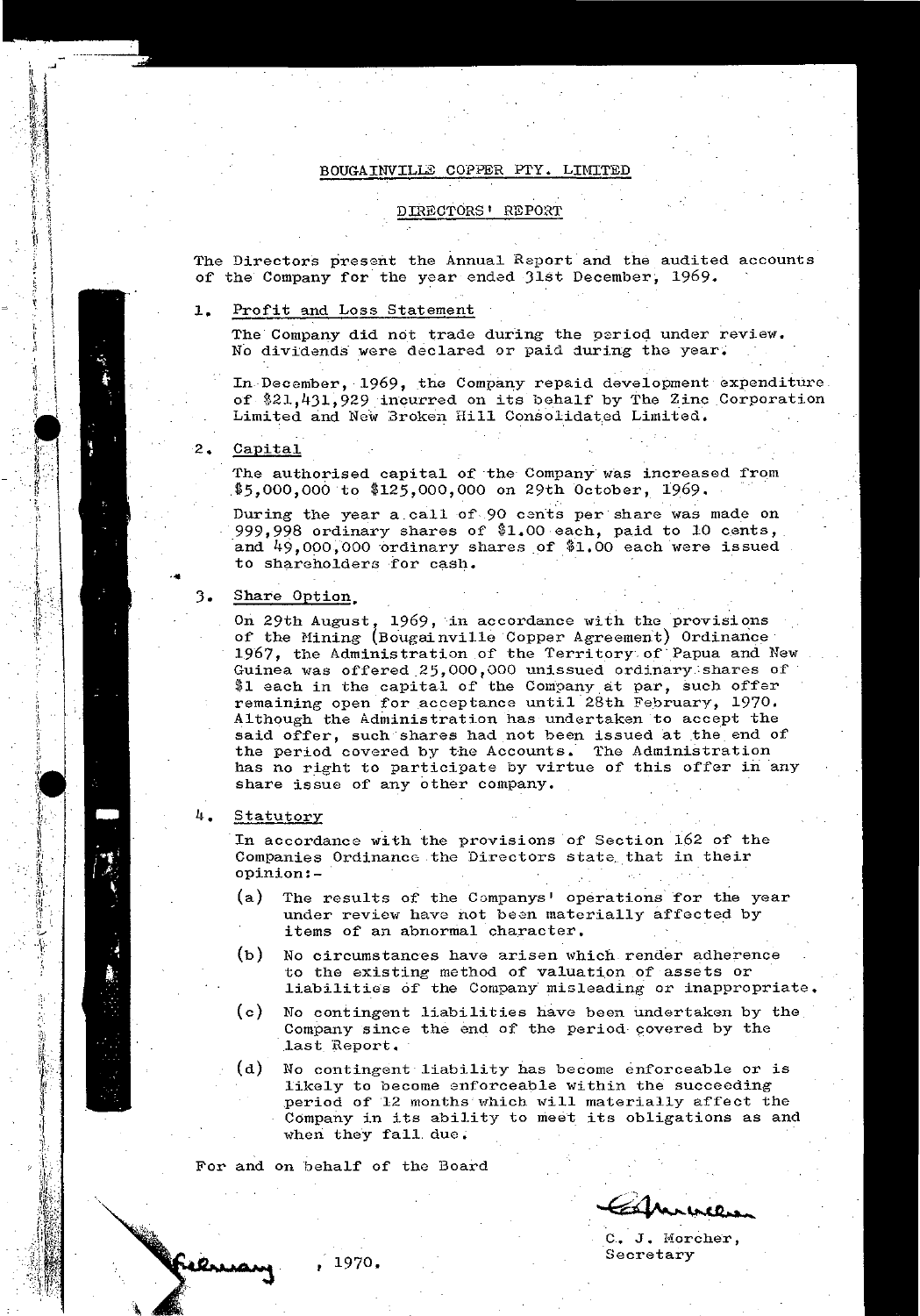BOUGAINVILLE COPPER PTY. LIMITED

DIRECTORS' REPORT

The Directors present the Annual Report and the audited accounts of the Company for the year ended 31st December, 1969.

1. Profit and Loss Statement

   The Company did not trade during the period under review. No dividends were declared or paid during the year.

   In December, 1969, the Company repaid development expenditure of $21,431,929 incurred on its behalf by The Zinc Corporation Limited and New Broken Hill Consolidated Limited.

2. Capital

   The authorised capital of the Company was increased from $5,000,000 to $125,000,000 on 29th October, 1969.

   During the year a call of 90 cents per share was made on 999,998 ordinary shares of $1.00 each, paid to 10 cents, and 49,000,000 ordinary shares of $1.00 each were issued to shareholders for cash.

3. Share Option.

   On 29th August, 1969, in accordance with the provisions of the Mining (Bougainville Copper Agreement) Ordinance 1967, the Administration of the Territory of Papua and New Guinea was offered 25,000,000 unissued ordinary shares of $1 each in the capital of the Company at par, such offer remaining open for acceptance until 28th February, 1970. Although the Administration has undertaken to accept the said offer, such shares had not been issued at the end of the period covered by the Accounts. The Administration has no right to participate by virtue of this offer in any share issue of any other company.

4. Statutory

   In accordance with the provisions of Section 162 of the Companies Ordinance the Directors state that in their opinion:-

   (a) The results of the Companys' operations for the year under review have not been materially affected by items of an abnormal character.

   (b) No circumstances have arisen which render adherence to the existing method of valuation of assets or liabilities of the Company misleading or inappropriate.

   (c) No contingent liabilities have been undertaken by the Company since the end of the period covered by the last Report.

   (d) No contingent liability has become enforceable or is likely to become enforceable within the succeeding period of 12 months which will materially affect the Company in its ability to meet its obligations as and when they fall due.

For and on behalf of the Board

C. J. Morcher,
Secretary

February, 1970.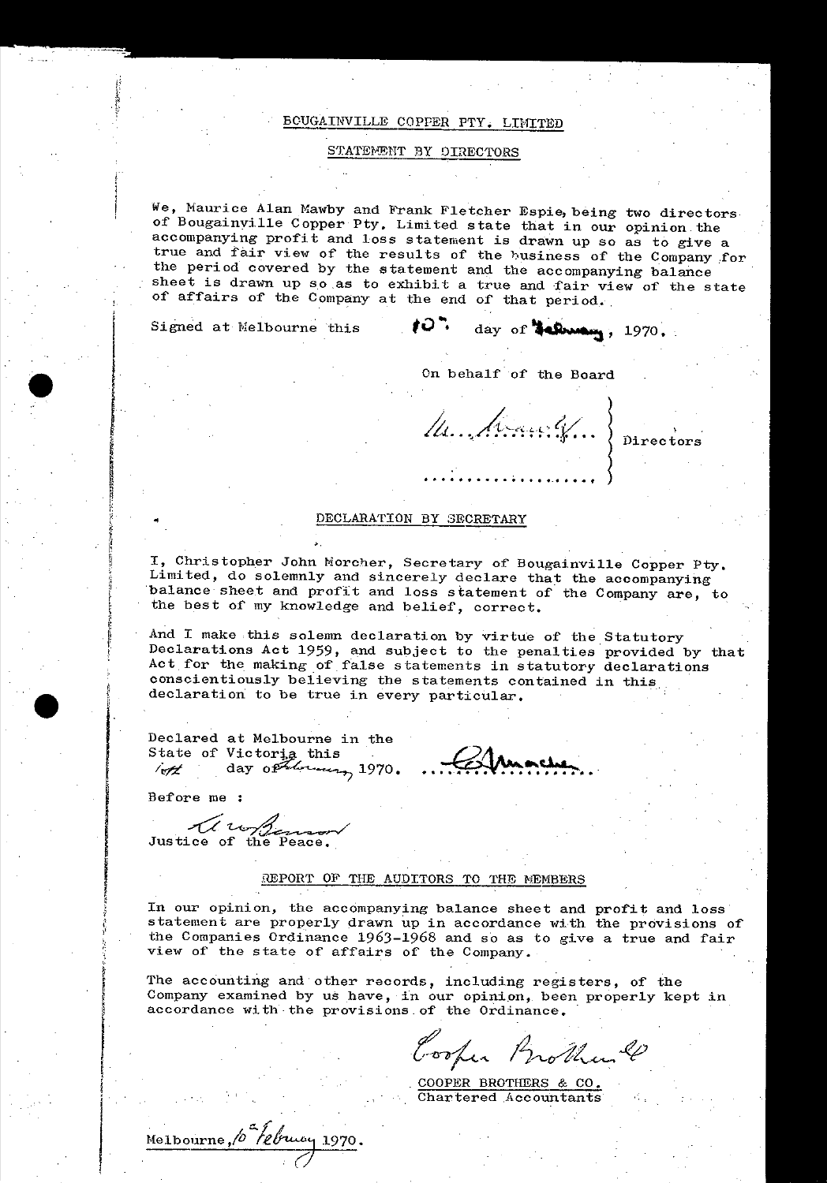# BOUGAINVILLE COPPER PTY. LIMITED

## STATEMENT BY DIRECTORS

We, Maurice Alan Mawby and Frank Fletcher Espie, being two directors of Bougainville Copper Pty. Limited state that in our opinion the accompanying profit and loss statement is drawn up so as to give a true and fair view of the results of the business of the Company for the period covered by the statement and the accompanying balance sheet is drawn up so as to exhibit a true and fair view of the state of affairs of the Company at the end of that period.

Signed at Melbourne this 10th day of February, 1970.

On behalf of the Board

M. Mawby ..... )
.................. ) Directors

## DECLARATION BY SECRETARY

I, Christopher John Morcher, Secretary of Bougainville Copper Pty. Limited, do solemnly and sincerely declare that the accompanying balance sheet and profit and loss statement of the Company are, to the best of my knowledge and belief, correct.

And I make this solemn declaration by virtue of the Statutory Declarations Act 1959, and subject to the penalties provided by that Act for the making of false statements in statutory declarations conscientiously believing the statements contained in this declaration to be true in every particular.

Declared at Melbourne in the State of Victoria this 10th day of February, 1970. ......C. Morcher......

Before me :

A. W. Benson
Justice of the Peace.

## REPORT OF THE AUDITORS TO THE MEMBERS

In our opinion, the accompanying balance sheet and profit and loss statement are properly drawn up in accordance with the provisions of the Companies Ordinance 1963-1968 and so as to give a true and fair view of the state of affairs of the Company.

The accounting and other records, including registers, of the Company examined by us have, in our opinion, been properly kept in accordance with the provisions of the Ordinance.

Cooper Brothers & Co.

COOPER BROTHERS & CO.
Chartered Accountants

Melbourne, 10th February 1970.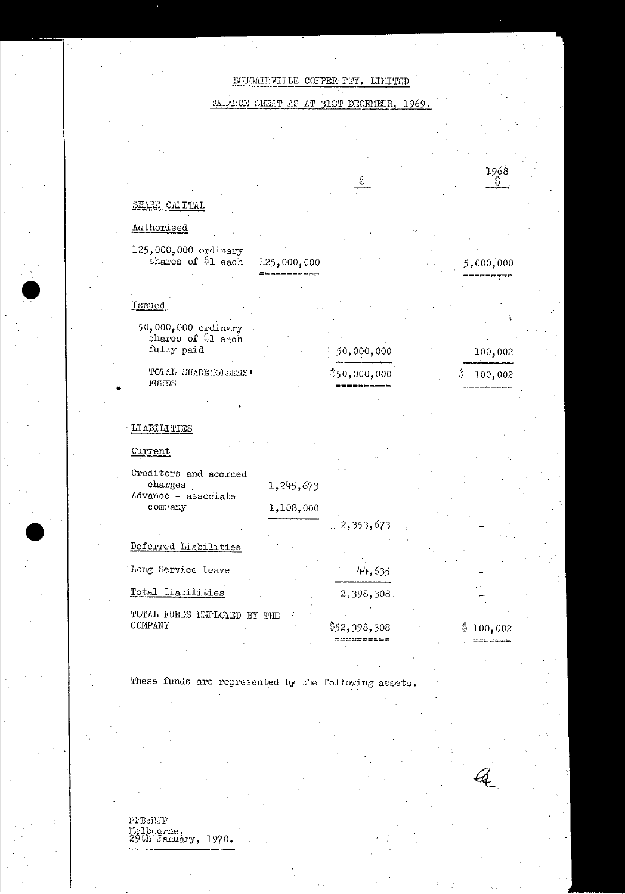# BOUGAINVILLE COPPER PTY. LIMITED

## BALANCE SHEET AS AT 31ST DECEMBER, 1969.

| | | $ | 1968 $ |
|---|---|---|---|
| **SHARE CAPITAL** | | | |
| Authorised | | | |
| 125,000,000 ordinary shares of $1 each | 125,000,000 | | 5,000,000 |
| Issued | | | |
| 50,000,000 ordinary shares of $1 each fully paid | | 50,000,000 | 100,002 |
| TOTAL SHAREHOLDERS' FUNDS | | $50,000,000 | $ 100,002 |
| **LIABILITIES** | | | |
| Current | | | |
| Creditors and accrued charges | 1,245,673 | | |
| Advance - associate company | 1,108,000 | | |
| | | 2,353,673 | - |
| Deferred Liabilities | | | |
| Long Service Leave | | 44,635 | - |
| Total Liabilities | | 2,398,308 | - |
| TOTAL FUNDS EMPLOYED BY THE COMPANY | | $52,398,308 | $ 100,002 |

These funds are represented by the following assets.

PFB:NJP
Melbourne,
29th January, 1970.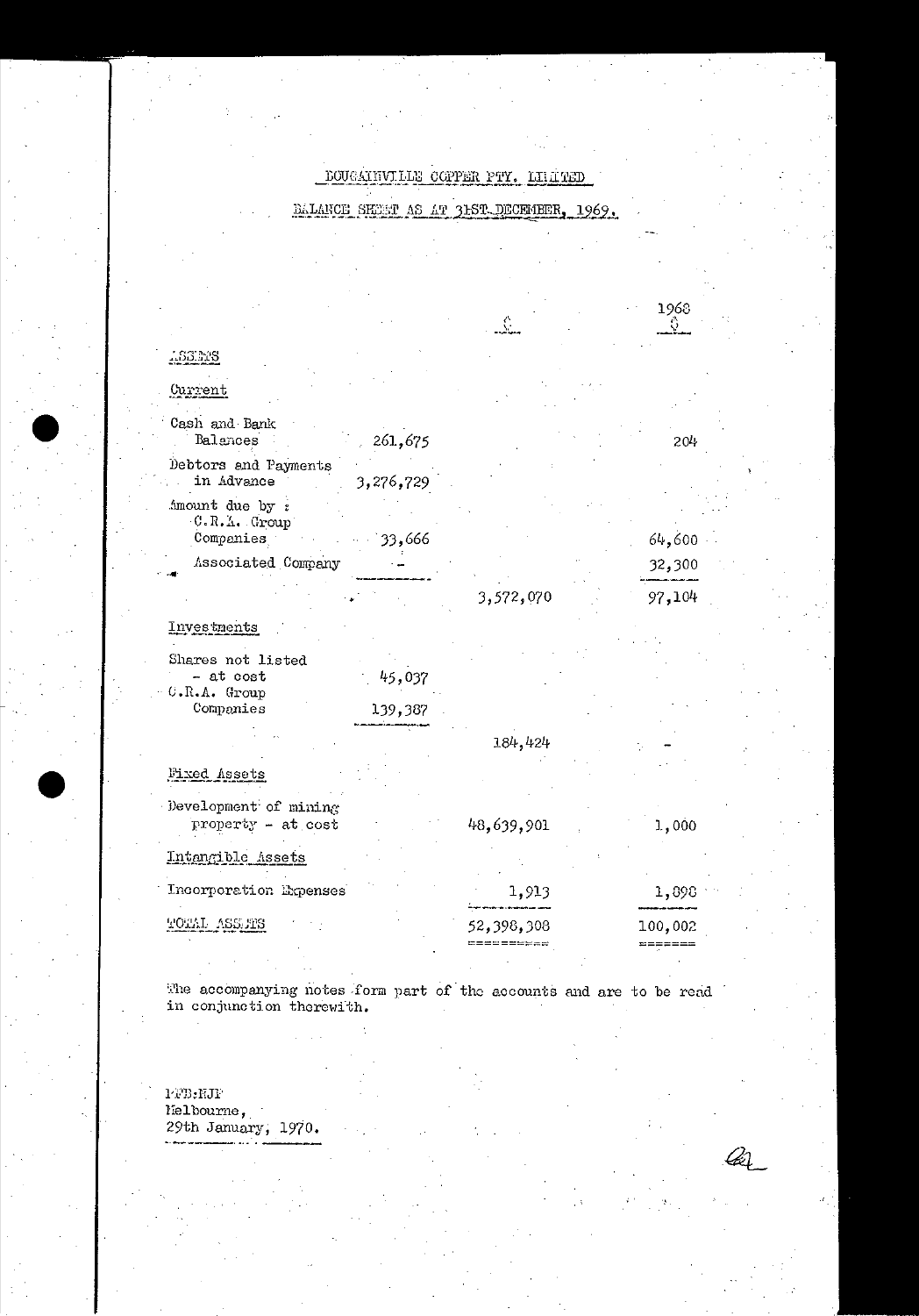# BOUGAINVILLE COPPER PTY. LIMITED

## BALANCE SHEET AS AT 31ST DECEMBER, 1969.

| | | $ | 1968 $ |
|---|---|---|---|
| **ASSETS** | | | |
| *Current* | | | |
| Cash and Bank Balances | 261,675 | | 204 |
| Debtors and Payments in Advance | 3,276,729 | | |
| Amount due by : C.R.A. Group Companies | 33,666 | | 64,600 |
| Associated Company | - | | 32,300 |
| | | 3,572,070 | 97,104 |
| *Investments* | | | |
| Shares not listed - at cost | 45,037 | | |
| C.R.A. Group Companies | 139,387 | | |
| | | 184,424 | - |
| *Fixed Assets* | | | |
| Development of mining property - at cost | | 48,639,901 | 1,000 |
| *Intangible Assets* | | | |
| Incorporation Expenses | | 1,913 | 1,898 |
| TOTAL ASSETS | | 52,398,308 | 100,002 |

The accompanying notes form part of the accounts and are to be read in conjunction therewith.

PFB:HJP
Melbourne,
29th January, 1970.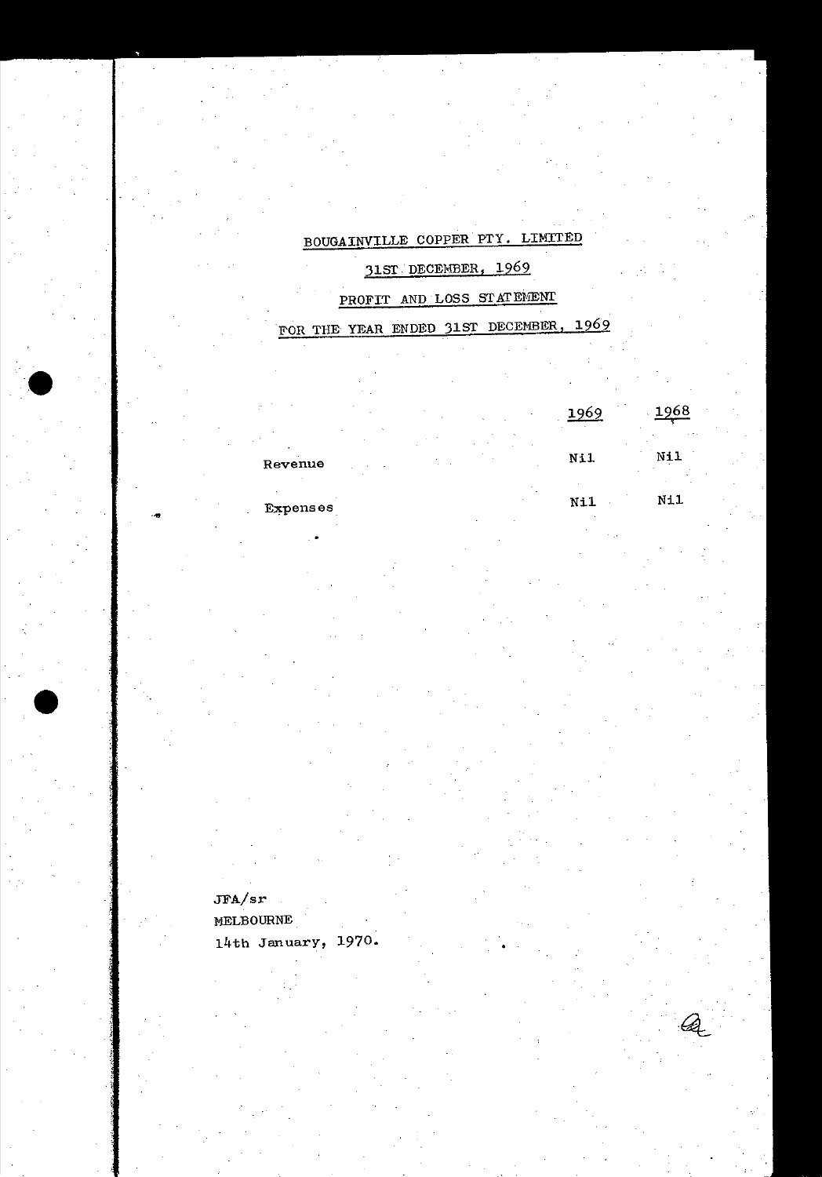BOUGAINVILLE COPPER PTY. LIMITED

31ST DECEMBER, 1969

PROFIT AND LOSS STATEMENT

FOR THE YEAR ENDED 31ST DECEMBER, 1969

| | 1969 | 1968 |
|---|---|---|
| Revenue | Nil | Nil |
| Expenses | Nil | Nil |

JFA/sr
MELBOURNE
14th January, 1970.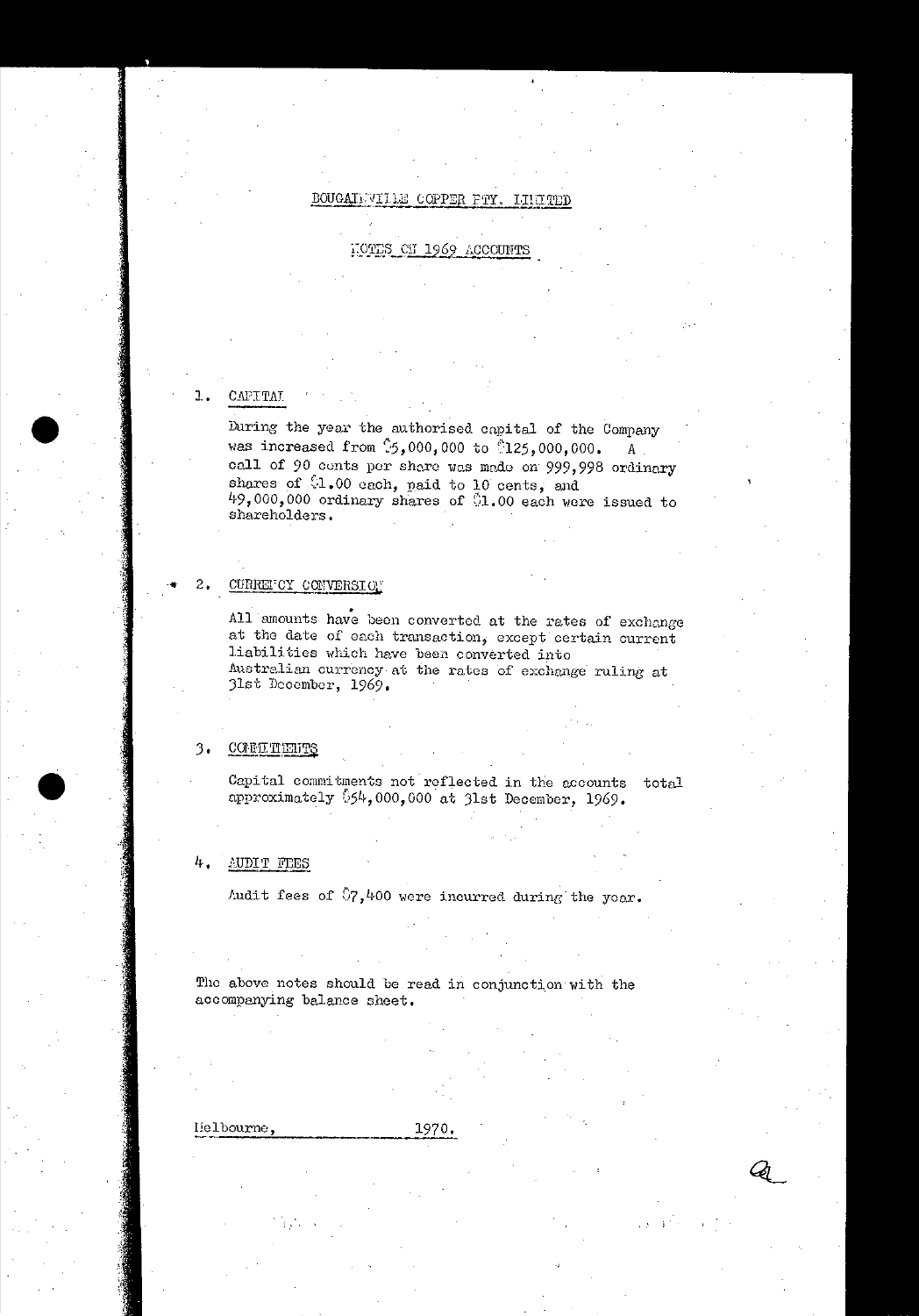# BOUGAINVILLE COPPER PTY. LIMITED

## NOTES ON 1969 ACCOUNTS

### 1. CAPITAL

During the year the authorised capital of the Company was increased from $5,000,000 to $125,000,000. A call of 90 cents per share was made on 999,998 ordinary shares of $1.00 each, paid to 10 cents, and 49,000,000 ordinary shares of $1.00 each were issued to shareholders.

### 2. CURRENCY CONVERSION

All amounts have been converted at the rates of exchange at the date of each transaction, except certain current liabilities which have been converted into Australian currency at the rates of exchange ruling at 31st December, 1969.

### 3. COMMITMENTS

Capital commitments not reflected in the accounts total approximately $54,000,000 at 31st December, 1969.

### 4. AUDIT FEES

Audit fees of $7,400 were incurred during the year.

The above notes should be read in conjunction with the accompanying balance sheet.

Melbourne, 1970.